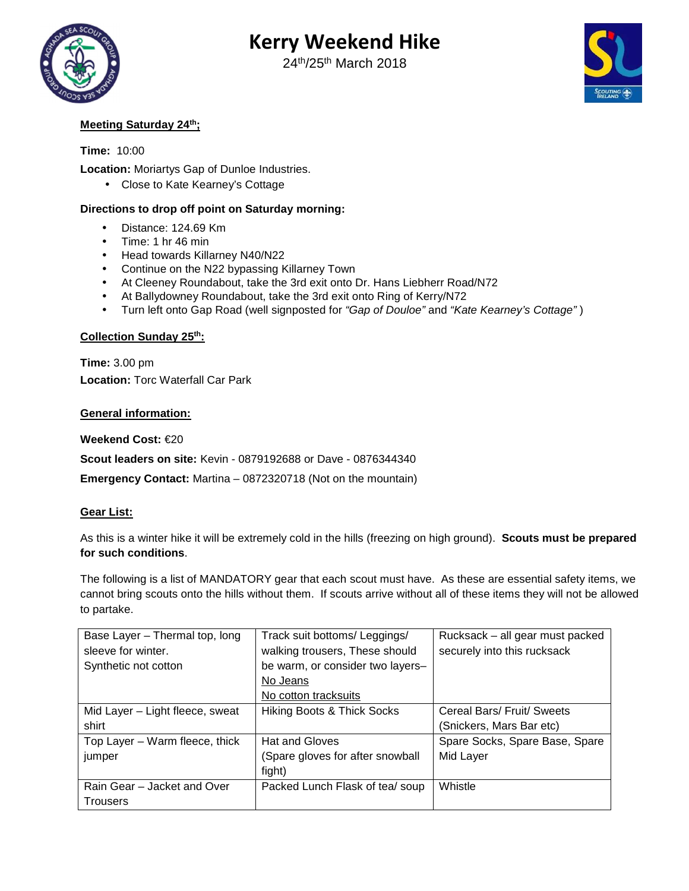# Kerry Weekend Hike

24th/25th March 2018

**Meeting Saturday 24th;**

**Time:** 10:00

**Location:** Moriartys Gap of Dunloe Industries.

- Close to Kate Kearney's Cottage

**Directions to drop off point on Saturday morning:**

- Distance: 124.69 Km
- Time: 1 hr 46 min
- Head towards Killarney N40/N22
- Continue on the N22 bypassing Killarney Town
- At Cleeney Roundabout, take the 3rd exit onto Dr. Hans Liebherr Road/N72
- At Ballydowney Roundabout, take the 3rd exit onto Ring of Kerry/N72
- Turn left onto Gap Road (well signposted for *"Gap of Douloe"* and *"Kate Kearney's Cottage"* )

**Collection Sunday 25th:**

**Time:** 3.00 pm

**Location:** Torc Waterfall Car Park

**General information:**

**Weekend Cost:** €20

**Scout leaders on site:** Kevin - 0879192688 or Dave - 0876344340

**Emergency Contact:** Martina – 0872320718 (Not on the mountain)

**Gear List:**

As this is a winter hike it will be extremely cold in the hills (freezing on high ground). **Scouts must be prepared for such conditions**.

The following is a list of MANDATORY gear that each scout must have. As these are essential safety items, we cannot bring scouts onto the hills without them. If scouts arrive without all of these items they will not be allowed to partake.

| | | |
|---|---|---|
| Base Layer – Thermal top, long sleeve for winter. Synthetic not cotton | Track suit bottoms/ Leggings/ walking trousers, These should be warm, or consider two layers– No Jeans No cotton tracksuits | Rucksack – all gear must packed securely into this rucksack |
| Mid Layer – Light fleece, sweat shirt | Hiking Boots & Thick Socks | Cereal Bars/ Fruit/ Sweets (Snickers, Mars Bar etc) |
| Top Layer – Warm fleece, thick jumper | Hat and Gloves (Spare gloves for after snowball fight) | Spare Socks, Spare Base, Spare Mid Layer |
| Rain Gear – Jacket and Over Trousers | Packed Lunch Flask of tea/ soup | Whistle |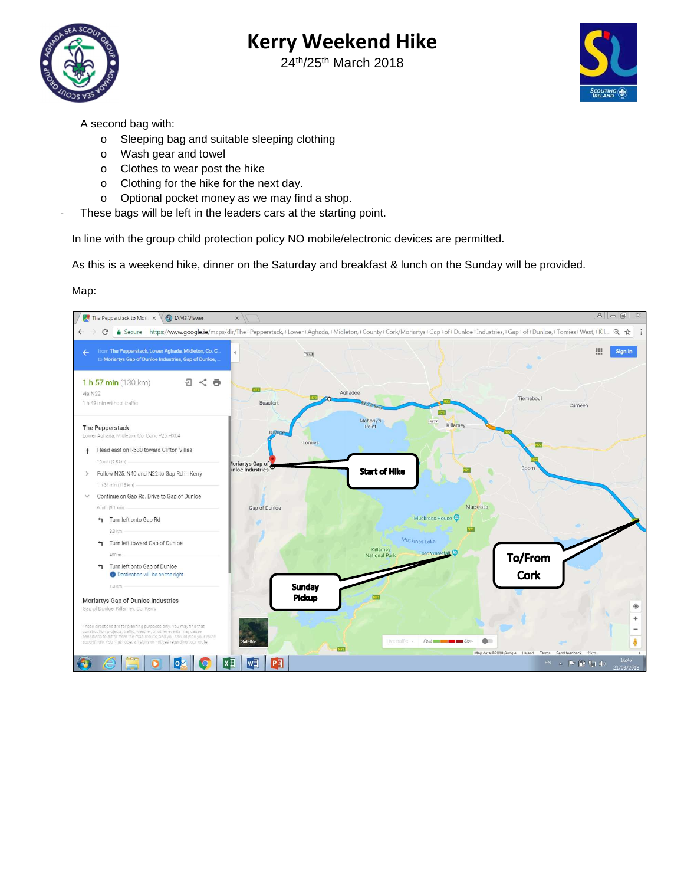A second bag with:

- Sleeping bag and suitable sleeping clothing
- Wash gear and towel
- Clothes to wear post the hike
- Clothing for the hike for the next day.
- Optional pocket money as we may find a shop.

- These bags will be left in the leaders cars at the starting point.

In line with the group child protection policy NO mobile/electronic devices are permitted.

As this is a weekend hike, dinner on the Saturday and breakfast & lunch on the Sunday will be provided.

Map:

Start of Hike

To/From Cork

Sunday Pickup